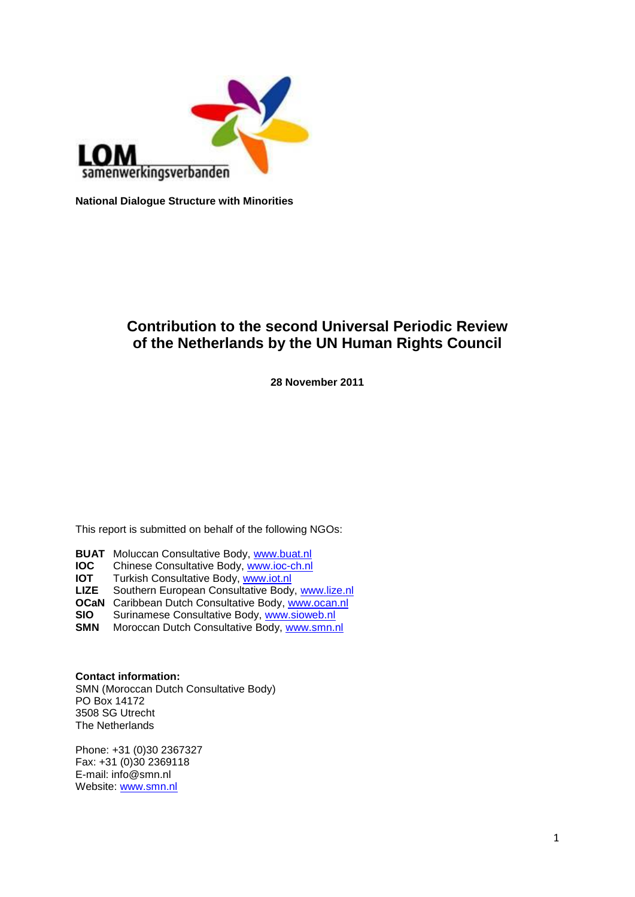LOM samenwerkingsverbanden

**National Dialogue Structure with Minorities**

# Contribution to the second Universal Periodic Review of the Netherlands by the UN Human Rights Council

**28 November 2011**

This report is submitted on behalf of the following NGOs:

**BUAT** Moluccan Consultative Body, www.buat.nl
**IOC** Chinese Consultative Body, www.ioc-ch.nl
**IOT** Turkish Consultative Body, www.iot.nl
**LIZE** Southern European Consultative Body, www.lize.nl
**OCaN** Caribbean Dutch Consultative Body, www.ocan.nl
**SIO** Surinamese Consultative Body, www.sioweb.nl
**SMN** Moroccan Dutch Consultative Body, www.smn.nl

**Contact information:**
SMN (Moroccan Dutch Consultative Body)
PO Box 14172
3508 SG Utrecht
The Netherlands

Phone: +31 (0)30 2367327
Fax: +31 (0)30 2369118
E-mail: info@smn.nl
Website: www.smn.nl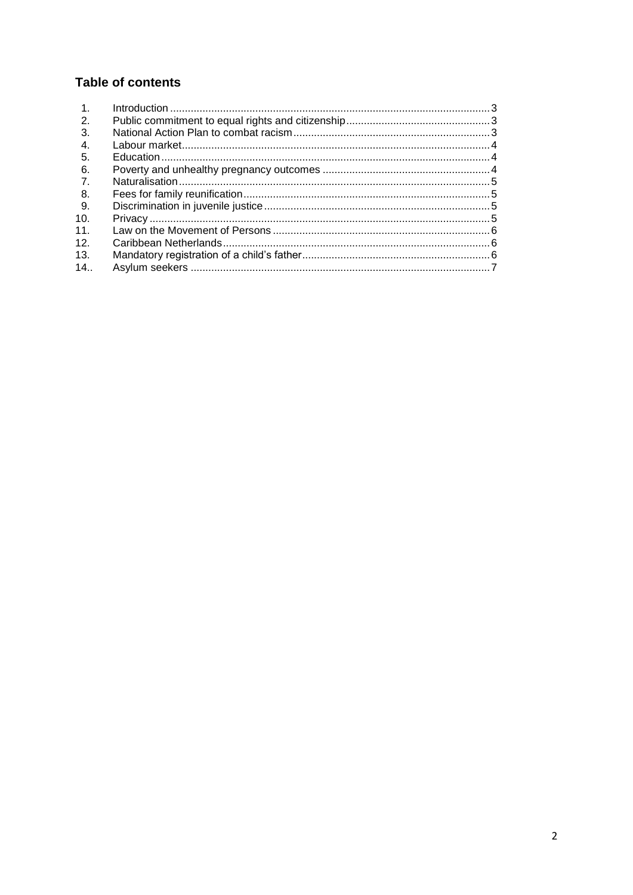## Table of contents

| | | |
|---|---|---|
| 1. | Introduction | 3 |
| 2. | Public commitment to equal rights and citizenship | 3 |
| 3. | National Action Plan to combat racism | 3 |
| 4. | Labour market | 4 |
| 5. | Education | 4 |
| 6. | Poverty and unhealthy pregnancy outcomes | 4 |
| 7. | Naturalisation | 5 |
| 8. | Fees for family reunification | 5 |
| 9. | Discrimination in juvenile justice | 5 |
| 10. | Privacy | 5 |
| 11. | Law on the Movement of Persons | 6 |
| 12. | Caribbean Netherlands | 6 |
| 13. | Mandatory registration of a child's father | 6 |
| 14.. | Asylum seekers | 7 |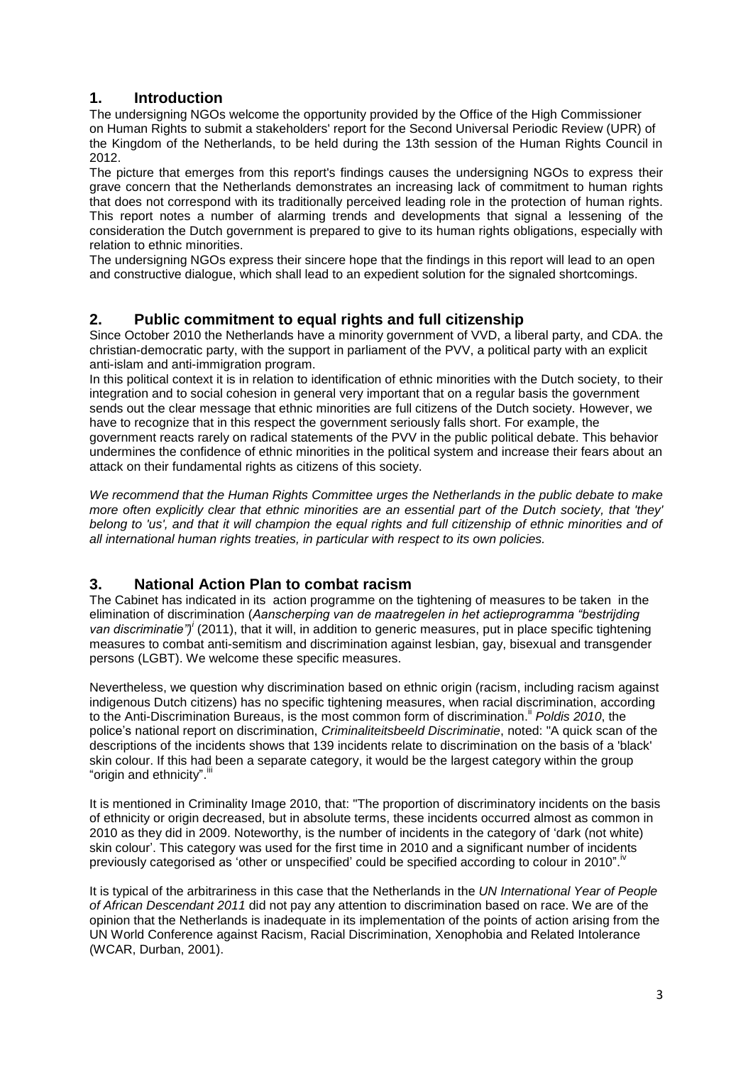## 1. Introduction

The undersigning NGOs welcome the opportunity provided by the Office of the High Commissioner on Human Rights to submit a stakeholders' report for the Second Universal Periodic Review (UPR) of the Kingdom of the Netherlands, to be held during the 13th session of the Human Rights Council in 2012.

The picture that emerges from this report's findings causes the undersigning NGOs to express their grave concern that the Netherlands demonstrates an increasing lack of commitment to human rights that does not correspond with its traditionally perceived leading role in the protection of human rights. This report notes a number of alarming trends and developments that signal a lessening of the consideration the Dutch government is prepared to give to its human rights obligations, especially with relation to ethnic minorities.

The undersigning NGOs express their sincere hope that the findings in this report will lead to an open and constructive dialogue, which shall lead to an expedient solution for the signaled shortcomings.

## 2. Public commitment to equal rights and full citizenship

Since October 2010 the Netherlands have a minority government of VVD, a liberal party, and CDA. the christian-democratic party, with the support in parliament of the PVV, a political party with an explicit anti-islam and anti-immigration program.

In this political context it is in relation to identification of ethnic minorities with the Dutch society, to their integration and to social cohesion in general very important that on a regular basis the government sends out the clear message that ethnic minorities are full citizens of the Dutch society. However, we have to recognize that in this respect the government seriously falls short. For example, the government reacts rarely on radical statements of the PVV in the public political debate. This behavior undermines the confidence of ethnic minorities in the political system and increase their fears about an attack on their fundamental rights as citizens of this society.

*We recommend that the Human Rights Committee urges the Netherlands in the public debate to make more often explicitly clear that ethnic minorities are an essential part of the Dutch society, that 'they' belong to 'us', and that it will champion the equal rights and full citizenship of ethnic minorities and of all international human rights treaties, in particular with respect to its own policies.*

## 3. National Action Plan to combat racism

The Cabinet has indicated in its action programme on the tightening of measures to be taken in the elimination of discrimination (*Aanscherping van de maatregelen in het actieprogramma "bestrijding van discriminatie")*[i] (2011), that it will, in addition to generic measures, put in place specific tightening measures to combat anti-semitism and discrimination against lesbian, gay, bisexual and transgender persons (LGBT). We welcome these specific measures.

Nevertheless, we question why discrimination based on ethnic origin (racism, including racism against indigenous Dutch citizens) has no specific tightening measures, when racial discrimination, according to the Anti-Discrimination Bureaus, is the most common form of discrimination.[ii] *Poldis 2010*, the police's national report on discrimination, *Criminaliteitsbeeld Discriminatie*, noted: "A quick scan of the descriptions of the incidents shows that 139 incidents relate to discrimination on the basis of a 'black' skin colour. If this had been a separate category, it would be the largest category within the group "origin and ethnicity".[iii]

It is mentioned in Criminality Image 2010, that: "The proportion of discriminatory incidents on the basis of ethnicity or origin decreased, but in absolute terms, these incidents occurred almost as common in 2010 as they did in 2009. Noteworthy, is the number of incidents in the category of 'dark (not white) skin colour'. This category was used for the first time in 2010 and a significant number of incidents previously categorised as 'other or unspecified' could be specified according to colour in 2010".[iv]

It is typical of the arbitrariness in this case that the Netherlands in the *UN International Year of People of African Descendant 2011* did not pay any attention to discrimination based on race. We are of the opinion that the Netherlands is inadequate in its implementation of the points of action arising from the UN World Conference against Racism, Racial Discrimination, Xenophobia and Related Intolerance (WCAR, Durban, 2001).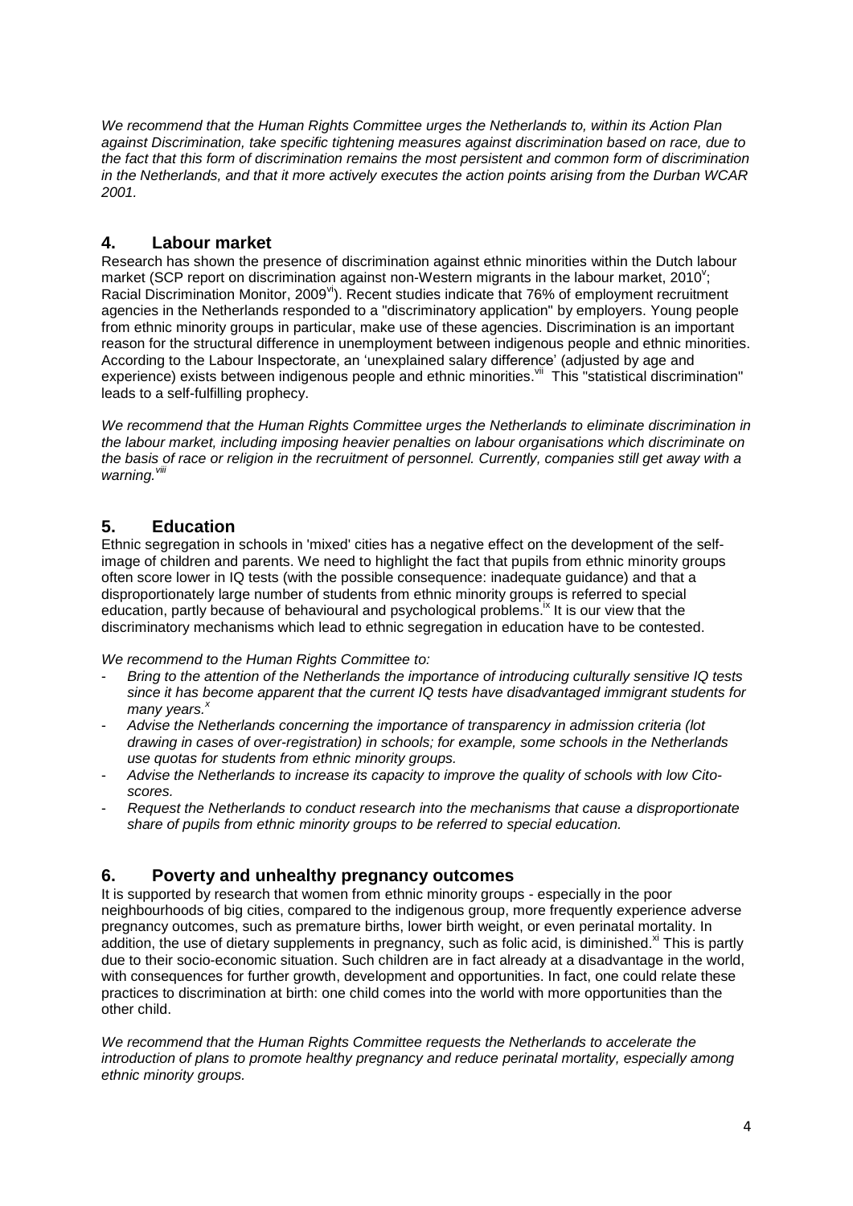*We recommend that the Human Rights Committee urges the Netherlands to, within its Action Plan against Discrimination, take specific tightening measures against discrimination based on race, due to the fact that this form of discrimination remains the most persistent and common form of discrimination in the Netherlands, and that it more actively executes the action points arising from the Durban WCAR 2001.*

## 4. Labour market

Research has shown the presence of discrimination against ethnic minorities within the Dutch labour market (SCP report on discrimination against non-Western migrants in the labour market, 2010[v]; Racial Discrimination Monitor, 2009[vi]). Recent studies indicate that 76% of employment recruitment agencies in the Netherlands responded to a "discriminatory application" by employers. Young people from ethnic minority groups in particular, make use of these agencies. Discrimination is an important reason for the structural difference in unemployment between indigenous people and ethnic minorities. According to the Labour Inspectorate, an 'unexplained salary difference' (adjusted by age and experience) exists between indigenous people and ethnic minorities.[vii] This "statistical discrimination" leads to a self-fulfilling prophecy.

*We recommend that the Human Rights Committee urges the Netherlands to eliminate discrimination in the labour market, including imposing heavier penalties on labour organisations which discriminate on the basis of race or religion in the recruitment of personnel. Currently, companies still get away with a warning.*[viii]

## 5. Education

Ethnic segregation in schools in 'mixed' cities has a negative effect on the development of the self-image of children and parents. We need to highlight the fact that pupils from ethnic minority groups often score lower in IQ tests (with the possible consequence: inadequate guidance) and that a disproportionately large number of students from ethnic minority groups is referred to special education, partly because of behavioural and psychological problems.[ix] It is our view that the discriminatory mechanisms which lead to ethnic segregation in education have to be contested.

*We recommend to the Human Rights Committee to:*

- *Bring to the attention of the Netherlands the importance of introducing culturally sensitive IQ tests since it has become apparent that the current IQ tests have disadvantaged immigrant students for many years.*[x]
- *Advise the Netherlands concerning the importance of transparency in admission criteria (lot drawing in cases of over-registration) in schools; for example, some schools in the Netherlands use quotas for students from ethnic minority groups.*
- *Advise the Netherlands to increase its capacity to improve the quality of schools with low Cito-scores.*
- *Request the Netherlands to conduct research into the mechanisms that cause a disproportionate share of pupils from ethnic minority groups to be referred to special education.*

## 6. Poverty and unhealthy pregnancy outcomes

It is supported by research that women from ethnic minority groups - especially in the poor neighbourhoods of big cities, compared to the indigenous group, more frequently experience adverse pregnancy outcomes, such as premature births, lower birth weight, or even perinatal mortality. In addition, the use of dietary supplements in pregnancy, such as folic acid, is diminished.[xi] This is partly due to their socio-economic situation. Such children are in fact already at a disadvantage in the world, with consequences for further growth, development and opportunities. In fact, one could relate these practices to discrimination at birth: one child comes into the world with more opportunities than the other child.

*We recommend that the Human Rights Committee requests the Netherlands to accelerate the introduction of plans to promote healthy pregnancy and reduce perinatal mortality, especially among ethnic minority groups.*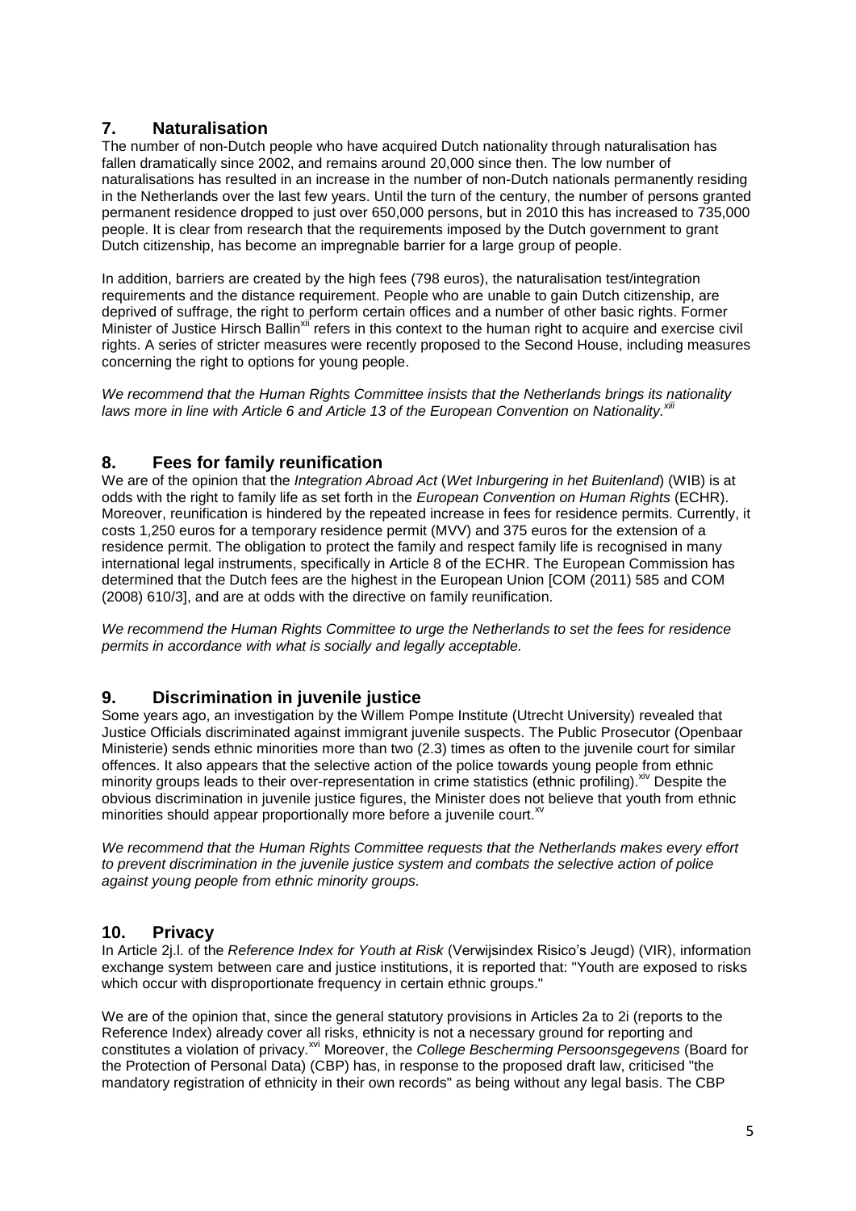## 7. Naturalisation

The number of non-Dutch people who have acquired Dutch nationality through naturalisation has fallen dramatically since 2002, and remains around 20,000 since then. The low number of naturalisations has resulted in an increase in the number of non-Dutch nationals permanently residing in the Netherlands over the last few years. Until the turn of the century, the number of persons granted permanent residence dropped to just over 650,000 persons, but in 2010 this has increased to 735,000 people. It is clear from research that the requirements imposed by the Dutch government to grant Dutch citizenship, has become an impregnable barrier for a large group of people.

In addition, barriers are created by the high fees (798 euros), the naturalisation test/integration requirements and the distance requirement. People who are unable to gain Dutch citizenship, are deprived of suffrage, the right to perform certain offices and a number of other basic rights. Former Minister of Justice Hirsch Ballin[xii] refers in this context to the human right to acquire and exercise civil rights. A series of stricter measures were recently proposed to the Second House, including measures concerning the right to options for young people.

*We recommend that the Human Rights Committee insists that the Netherlands brings its nationality laws more in line with Article 6 and Article 13 of the European Convention on Nationality.[xiii]*

## 8. Fees for family reunification

We are of the opinion that the *Integration Abroad Act* (*Wet Inburgering in het Buitenland*) (WIB) is at odds with the right to family life as set forth in the *European Convention on Human Rights* (ECHR). Moreover, reunification is hindered by the repeated increase in fees for residence permits. Currently, it costs 1,250 euros for a temporary residence permit (MVV) and 375 euros for the extension of a residence permit. The obligation to protect the family and respect family life is recognised in many international legal instruments, specifically in Article 8 of the ECHR. The European Commission has determined that the Dutch fees are the highest in the European Union [COM (2011) 585 and COM (2008) 610/3], and are at odds with the directive on family reunification.

*We recommend the Human Rights Committee to urge the Netherlands to set the fees for residence permits in accordance with what is socially and legally acceptable.*

## 9. Discrimination in juvenile justice

Some years ago, an investigation by the Willem Pompe Institute (Utrecht University) revealed that Justice Officials discriminated against immigrant juvenile suspects. The Public Prosecutor (Openbaar Ministerie) sends ethnic minorities more than two (2.3) times as often to the juvenile court for similar offences. It also appears that the selective action of the police towards young people from ethnic minority groups leads to their over-representation in crime statistics (ethnic profiling).[xiv] Despite the obvious discrimination in juvenile justice figures, the Minister does not believe that youth from ethnic minorities should appear proportionally more before a juvenile court.[xv]

*We recommend that the Human Rights Committee requests that the Netherlands makes every effort to prevent discrimination in the juvenile justice system and combats the selective action of police against young people from ethnic minority groups.*

## 10. Privacy

In Article 2j.l. of the *Reference Index for Youth at Risk* (Verwijsindex Risico's Jeugd) (VIR), information exchange system between care and justice institutions, it is reported that: "Youth are exposed to risks which occur with disproportionate frequency in certain ethnic groups."

We are of the opinion that, since the general statutory provisions in Articles 2a to 2i (reports to the Reference Index) already cover all risks, ethnicity is not a necessary ground for reporting and constitutes a violation of privacy.[xvi] Moreover, the *College Bescherming Persoonsgegevens* (Board for the Protection of Personal Data) (CBP) has, in response to the proposed draft law, criticised "the mandatory registration of ethnicity in their own records" as being without any legal basis. The CBP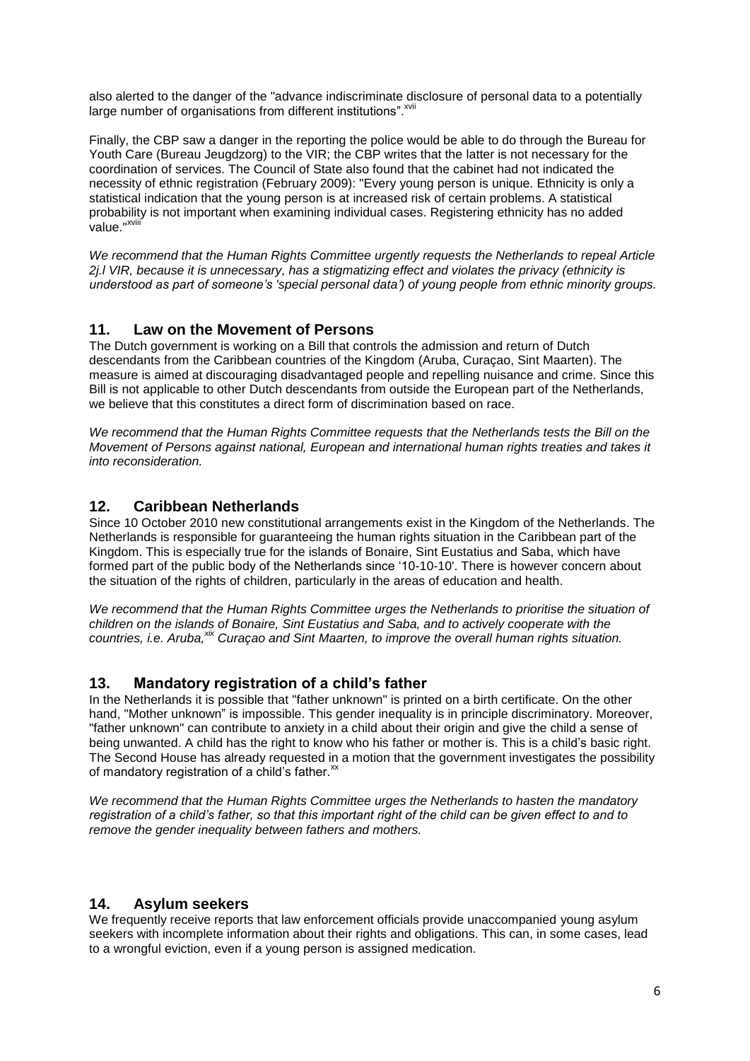also alerted to the danger of the "advance indiscriminate disclosure of personal data to a potentially large number of organisations from different institutions".[xvii]

Finally, the CBP saw a danger in the reporting the police would be able to do through the Bureau for Youth Care (Bureau Jeugdzorg) to the VIR; the CBP writes that the latter is not necessary for the coordination of services. The Council of State also found that the cabinet had not indicated the necessity of ethnic registration (February 2009): "Every young person is unique. Ethnicity is only a statistical indication that the young person is at increased risk of certain problems. A statistical probability is not important when examining individual cases. Registering ethnicity has no added value."[xviii]

*We recommend that the Human Rights Committee urgently requests the Netherlands to repeal Article 2j.l VIR, because it is unnecessary, has a stigmatizing effect and violates the privacy (ethnicity is understood as part of someone's 'special personal data') of young people from ethnic minority groups.*

## 11. Law on the Movement of Persons

The Dutch government is working on a Bill that controls the admission and return of Dutch descendants from the Caribbean countries of the Kingdom (Aruba, Curaçao, Sint Maarten). The measure is aimed at discouraging disadvantaged people and repelling nuisance and crime. Since this Bill is not applicable to other Dutch descendants from outside the European part of the Netherlands, we believe that this constitutes a direct form of discrimination based on race.

*We recommend that the Human Rights Committee requests that the Netherlands tests the Bill on the Movement of Persons against national, European and international human rights treaties and takes it into reconsideration.*

## 12. Caribbean Netherlands

Since 10 October 2010 new constitutional arrangements exist in the Kingdom of the Netherlands. The Netherlands is responsible for guaranteeing the human rights situation in the Caribbean part of the Kingdom. This is especially true for the islands of Bonaire, Sint Eustatius and Saba, which have formed part of the public body of the Netherlands since '10-10-10'. There is however concern about the situation of the rights of children, particularly in the areas of education and health.

*We recommend that the Human Rights Committee urges the Netherlands to prioritise the situation of children on the islands of Bonaire, Sint Eustatius and Saba, and to actively cooperate with the countries, i.e. Aruba,[xix] Curaçao and Sint Maarten, to improve the overall human rights situation.*

## 13. Mandatory registration of a child's father

In the Netherlands it is possible that "father unknown" is printed on a birth certificate. On the other hand, "Mother unknown" is impossible. This gender inequality is in principle discriminatory. Moreover, "father unknown" can contribute to anxiety in a child about their origin and give the child a sense of being unwanted. A child has the right to know who his father or mother is. This is a child's basic right. The Second House has already requested in a motion that the government investigates the possibility of mandatory registration of a child's father.[xx]

*We recommend that the Human Rights Committee urges the Netherlands to hasten the mandatory registration of a child's father, so that this important right of the child can be given effect to and to remove the gender inequality between fathers and mothers.*

## 14. Asylum seekers

We frequently receive reports that law enforcement officials provide unaccompanied young asylum seekers with incomplete information about their rights and obligations. This can, in some cases, lead to a wrongful eviction, even if a young person is assigned medication.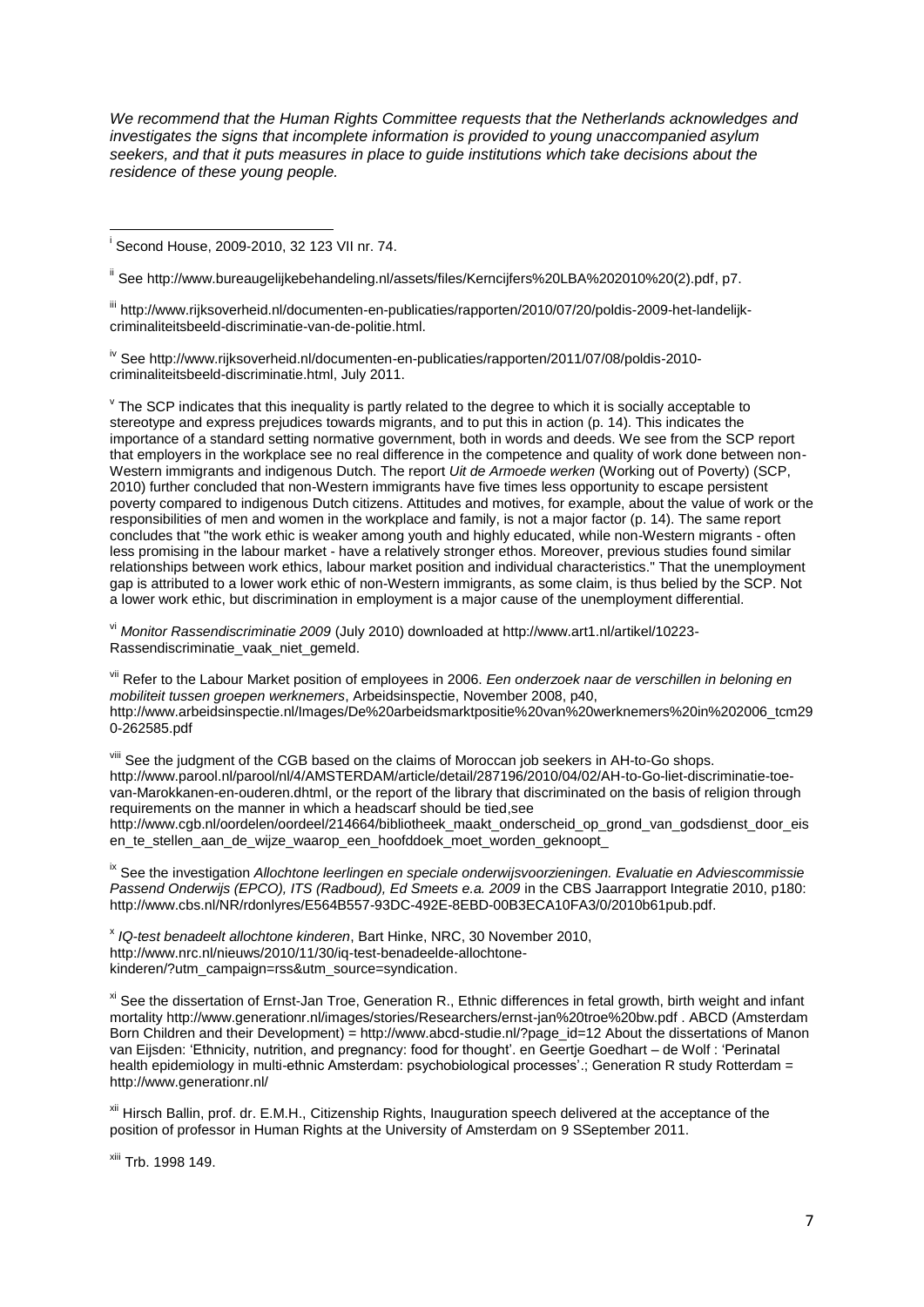*We recommend that the Human Rights Committee requests that the Netherlands acknowledges and investigates the signs that incomplete information is provided to young unaccompanied asylum seekers, and that it puts measures in place to guide institutions which take decisions about the residence of these young people.*

---

[i] Second House, 2009-2010, 32 123 VII nr. 74.

[ii] See http://www.bureaugelijkebehandeling.nl/assets/files/Kerncijfers%20LBA%202010%20(2).pdf, p7.

[iii] http://www.rijksoverheid.nl/documenten-en-publicaties/rapporten/2010/07/20/poldis-2009-het-landelijk-criminaliteitsbeeld-discriminatie-van-de-politie.html.

[iv] See http://www.rijksoverheid.nl/documenten-en-publicaties/rapporten/2011/07/08/poldis-2010-criminaliteitsbeeld-discriminatie.html, July 2011.

[v] The SCP indicates that this inequality is partly related to the degree to which it is socially acceptable to stereotype and express prejudices towards migrants, and to put this in action (p. 14). This indicates the importance of a standard setting normative government, both in words and deeds. We see from the SCP report that employers in the workplace see no real difference in the competence and quality of work done between non-Western immigrants and indigenous Dutch. The report *Uit de Armoede werken* (Working out of Poverty) (SCP, 2010) further concluded that non-Western immigrants have five times less opportunity to escape persistent poverty compared to indigenous Dutch citizens. Attitudes and motives, for example, about the value of work or the responsibilities of men and women in the workplace and family, is not a major factor (p. 14). The same report concludes that "the work ethic is weaker among youth and highly educated, while non-Western migrants - often less promising in the labour market - have a relatively stronger ethos. Moreover, previous studies found similar relationships between work ethics, labour market position and individual characteristics." That the unemployment gap is attributed to a lower work ethic of non-Western immigrants, as some claim, is thus belied by the SCP. Not a lower work ethic, but discrimination in employment is a major cause of the unemployment differential.

[vi] *Monitor Rassendiscriminatie 2009* (July 2010) downloaded at http://www.art1.nl/artikel/10223-Rassendiscriminatie_vaak_niet_gemeld.

[vii] Refer to the Labour Market position of employees in 2006. *Een onderzoek naar de verschillen in beloning en mobiliteit tussen groepen werknemers*, Arbeidsinspectie, November 2008, p40, http://www.arbeidsinspectie.nl/Images/De%20arbeidsmarktpositie%20van%20werknemers%20in%202006_tcm290-262585.pdf

[viii] See the judgment of the CGB based on the claims of Moroccan job seekers in AH-to-Go shops. http://www.parool.nl/parool/nl/4/AMSTERDAM/article/detail/287196/2010/04/02/AH-to-Go-liet-discriminatie-toe-van-Marokkanen-en-ouderen.dhtml, or the report of the library that discriminated on the basis of religion through requirements on the manner in which a headscarf should be tied,see http://www.cgb.nl/oordelen/oordeel/214664/bibliotheek_maakt_onderscheid_op_grond_van_godsdienst_door_eisen_te_stellen_aan_de_wijze_waarop_een_hoofddoek_moet_worden_geknoopt_

[ix] See the investigation *Allochtone leerlingen en speciale onderwijsvoorzieningen. Evaluatie en Adviescommissie Passend Onderwijs (EPCO), ITS (Radboud), Ed Smeets e.a. 2009* in the CBS Jaarrapport Integratie 2010, p180: http://www.cbs.nl/NR/rdonlyres/E564B557-93DC-492E-8EBD-00B3ECA10FA3/0/2010b61pub.pdf.

[x] *IQ-test benadeelt allochtone kinderen*, Bart Hinke, NRC, 30 November 2010, http://www.nrc.nl/nieuws/2010/11/30/iq-test-benadeelde-allochtone-kinderen/?utm_campaign=rss&utm_source=syndication.

[xi] See the dissertation of Ernst-Jan Troe, Generation R., Ethnic differences in fetal growth, birth weight and infant mortality http://www.generationr.nl/images/stories/Researchers/ernst-jan%20troe%20bw.pdf . ABCD (Amsterdam Born Children and their Development) = http://www.abcd-studie.nl/?page_id=12 About the dissertations of Manon van Eijsden: 'Ethnicity, nutrition, and pregnancy: food for thought'. en Geertje Goedhart – de Wolf : 'Perinatal health epidemiology in multi-ethnic Amsterdam: psychobiological processes'.; Generation R study Rotterdam = http://www.generationr.nl/

[xii] Hirsch Ballin, prof. dr. E.M.H., Citizenship Rights, Inauguration speech delivered at the acceptance of the position of professor in Human Rights at the University of Amsterdam on 9 SSeptember 2011.

[xiii] Trb. 1998 149.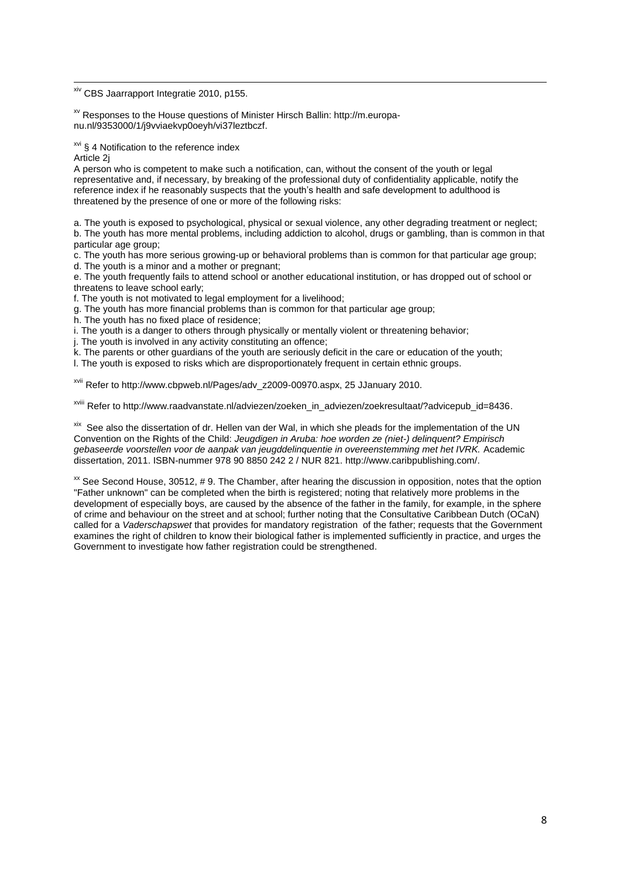[xiv] CBS Jaarrapport Integratie 2010, p155.

[xv] Responses to the House questions of Minister Hirsch Ballin: http://m.europa-nu.nl/9353000/1/j9vviaekvp0oeyh/vi37leztbczf.

[xvi] § 4 Notification to the reference index
Article 2j
A person who is competent to make such a notification, can, without the consent of the youth or legal representative and, if necessary, by breaking of the professional duty of confidentiality applicable, notify the reference index if he reasonably suspects that the youth's health and safe development to adulthood is threatened by the presence of one or more of the following risks:

a. The youth is exposed to psychological, physical or sexual violence, any other degrading treatment or neglect;
b. The youth has more mental problems, including addiction to alcohol, drugs or gambling, than is common in that particular age group;
c. The youth has more serious growing-up or behavioral problems than is common for that particular age group;
d. The youth is a minor and a mother or pregnant;
e. The youth frequently fails to attend school or another educational institution, or has dropped out of school or threatens to leave school early;
f. The youth is not motivated to legal employment for a livelihood;
g. The youth has more financial problems than is common for that particular age group;
h. The youth has no fixed place of residence;
i. The youth is a danger to others through physically or mentally violent or threatening behavior;
j. The youth is involved in any activity constituting an offence;
k. The parents or other guardians of the youth are seriously deficit in the care or education of the youth;
l. The youth is exposed to risks which are disproportionately frequent in certain ethnic groups.

[xvii] Refer to http://www.cbpweb.nl/Pages/adv_z2009-00970.aspx, 25 JJanuary 2010.

[xviii] Refer to http://www.raadvanstate.nl/adviezen/zoeken_in_adviezen/zoekresultaat/?advicepub_id=8436.

[xix] See also the dissertation of dr. Hellen van der Wal, in which she pleads for the implementation of the UN Convention on the Rights of the Child: *Jeugdigen in Aruba: hoe worden ze (niet-) delinquent? Empirisch gebaseerde voorstellen voor de aanpak van jeugddelinquentie in overeenstemming met het IVRK.* Academic dissertation, 2011. ISBN-nummer 978 90 8850 242 2 / NUR 821. http://www.caribpublishing.com/.

[xx] See Second House, 30512, # 9. The Chamber, after hearing the discussion in opposition, notes that the option "Father unknown" can be completed when the birth is registered; noting that relatively more problems in the development of especially boys, are caused by the absence of the father in the family, for example, in the sphere of crime and behaviour on the street and at school; further noting that the Consultative Caribbean Dutch (OCaN) called for a *Vaderschapswet* that provides for mandatory registration of the father; requests that the Government examines the right of children to know their biological father is implemented sufficiently in practice, and urges the Government to investigate how father registration could be strengthened.